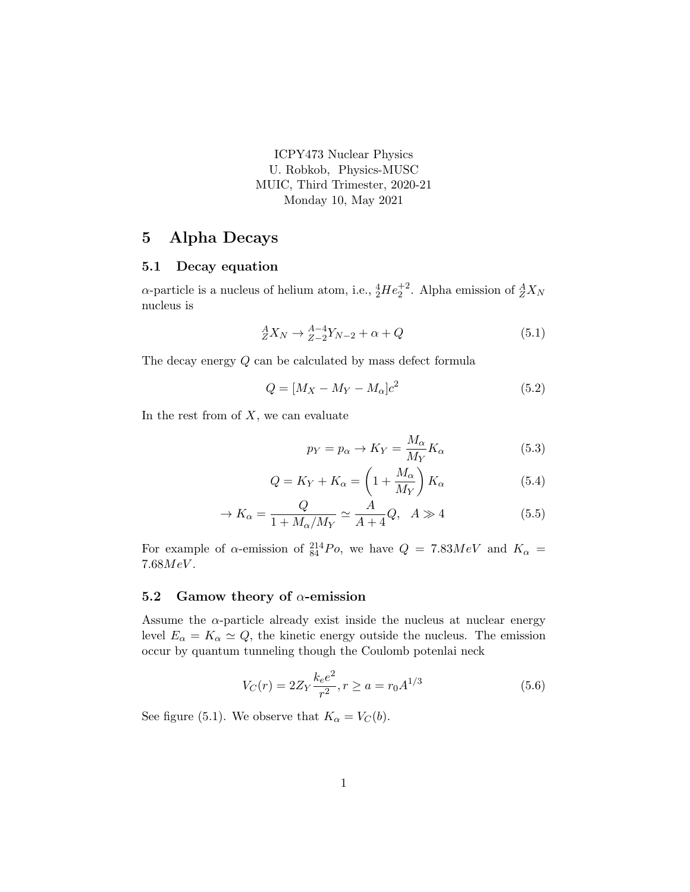ICPY473 Nuclear Physics
U. Robkob, Physics-MUSC
MUIC, Third Trimester, 2020-21
Monday 10, May 2021

# 5 Alpha Decays

## 5.1 Decay equation

$\alpha$-particle is a nucleus of helium atom, i.e., ${}^{4}_{2}He^{+2}_{2}$. Alpha emission of ${}^{A}_{Z}X_{N}$ nucleus is

$$ {}^{A}_{Z}X_{N} \to {}^{A-4}_{Z-2}Y_{N-2} + \alpha + Q \tag{5.1} $$

The decay energy $Q$ can be calculated by mass defect formula

$$ Q = [M_X - M_Y - M_\alpha]c^2 \tag{5.2} $$

In the rest from of $X$, we can evaluate

$$ p_Y = p_\alpha \to K_Y = \frac{M_\alpha}{M_Y} K_\alpha \tag{5.3} $$

$$ Q = K_Y + K_\alpha = \left(1 + \frac{M_\alpha}{M_Y}\right) K_\alpha \tag{5.4} $$

$$ \to K_\alpha = \frac{Q}{1 + M_\alpha/M_Y} \simeq \frac{A}{A+4} Q, \quad A \gg 4 \tag{5.5} $$

For example of $\alpha$-emission of ${}^{214}_{84}Po$, we have $Q = 7.83MeV$ and $K_\alpha = 7.68MeV$.

## 5.2 Gamow theory of $\alpha$-emission

Assume the $\alpha$-particle already exist inside the nucleus at nuclear energy level $E_\alpha = K_\alpha \simeq Q$, the kinetic energy outside the nucleus. The emission occur by quantum tunneling though the Coulomb potenlai neck

$$ V_C(r) = 2Z_Y \frac{k_e e^2}{r^2}, r \geq a = r_0 A^{1/3} \tag{5.6} $$

See figure (5.1). We observe that $K_\alpha = V_C(b)$.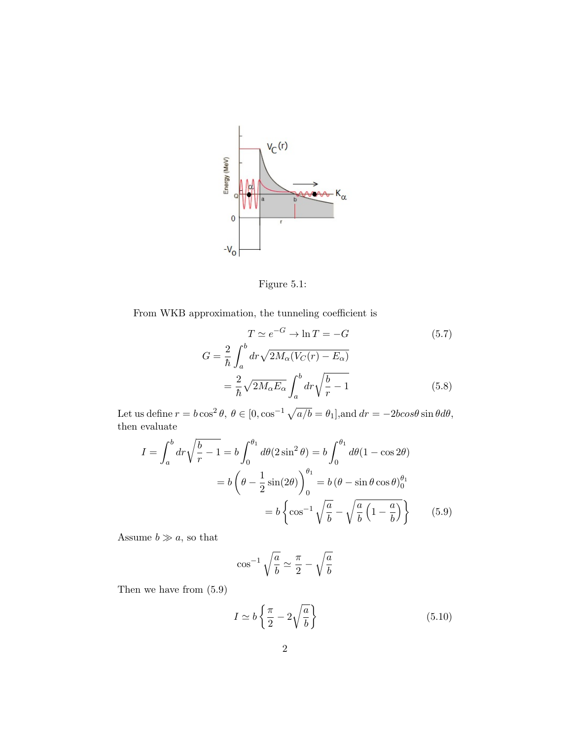Figure 5.1:

From WKB approximation, the tunneling coefficient is

$$T \simeq e^{-G} \to \ln T = -G \tag{5.7}$$

$$\begin{aligned} G &= \frac{2}{\hbar}\int_a^b dr\sqrt{2M_\alpha(V_C(r) - E_\alpha)} \\ &= \frac{2}{\hbar}\sqrt{2M_\alpha E_\alpha}\int_a^b dr\sqrt{\frac{b}{r} - 1} \end{aligned} \tag{5.8}$$

Let us define $r = b\cos^2\theta$, $\theta \in [0, \cos^{-1}\sqrt{a/b} = \theta_1]$,and $dr = -2bcos\theta\sin\theta d\theta$, then evaluate

$$\begin{aligned} I = \int_a^b dr\sqrt{\frac{b}{r} - 1} &= b\int_0^{\theta_1} d\theta(2\sin^2\theta) = b\int_0^{\theta_1} d\theta(1 - \cos 2\theta) \\ &= b\left(\theta - \frac{1}{2}\sin(2\theta)\right)_0^{\theta_1} = b\left(\theta - \sin\theta\cos\theta\right)_0^{\theta_1} \\ &= b\left\{\cos^{-1}\sqrt{\frac{a}{b}} - \sqrt{\frac{a}{b}\left(1 - \frac{a}{b}\right)}\right\} \end{aligned} \tag{5.9}$$

Assume $b \gg a$, so that

$$\cos^{-1}\sqrt{\frac{a}{b}} \simeq \frac{\pi}{2} - \sqrt{\frac{a}{b}}$$

Then we have from (5.9)

$$I \simeq b\left\{\frac{\pi}{2} - 2\sqrt{\frac{a}{b}}\right\} \tag{5.10}$$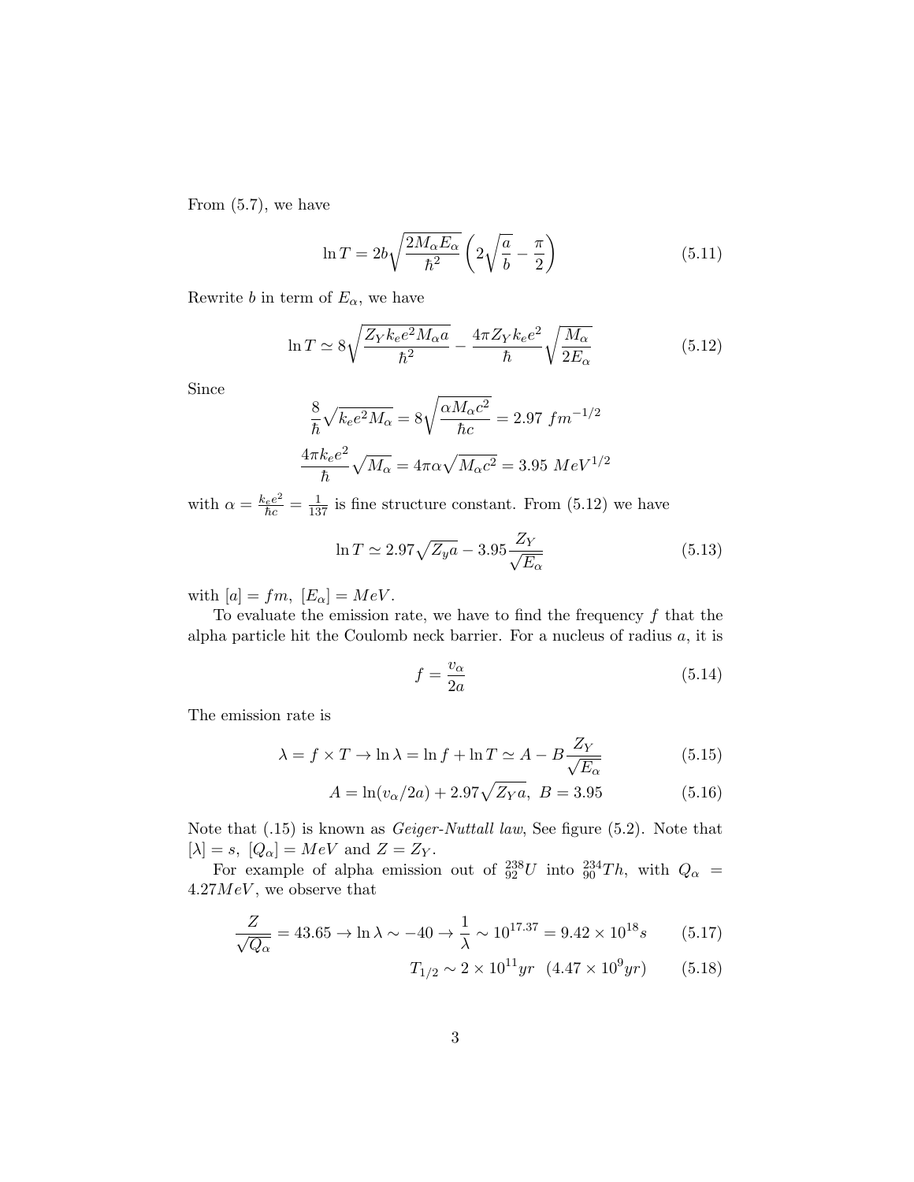From (5.7), we have

$$\ln T = 2b\sqrt{\frac{2M_\alpha E_\alpha}{\hbar^2}}\left(2\sqrt{\frac{a}{b}} - \frac{\pi}{2}\right) \tag{5.11}$$

Rewrite $b$ in term of $E_\alpha$, we have

$$\ln T \simeq 8\sqrt{\frac{Z_Y k_e e^2 M_\alpha a}{\hbar^2}} - \frac{4\pi Z_Y k_e e^2}{\hbar}\sqrt{\frac{M_\alpha}{2E_\alpha}} \tag{5.12}$$

Since

$$\frac{8}{\hbar}\sqrt{k_e e^2 M_\alpha} = 8\sqrt{\frac{\alpha M_\alpha c^2}{\hbar c}} = 2.97\ fm^{-1/2}$$

$$\frac{4\pi k_e e^2}{\hbar}\sqrt{M_\alpha} = 4\pi\alpha\sqrt{M_\alpha c^2} = 3.95\ MeV^{1/2}$$

with $\alpha = \frac{k_e e^2}{\hbar c} = \frac{1}{137}$ is fine structure constant. From (5.12) we have

$$\ln T \simeq 2.97\sqrt{Z_y a} - 3.95\frac{Z_Y}{\sqrt{E_\alpha}} \tag{5.13}$$

with $[a] = fm,\ [E_\alpha] = MeV$.

To evaluate the emission rate, we have to find the frequency $f$ that the alpha particle hit the Coulomb neck barrier. For a nucleus of radius $a$, it is

$$f = \frac{v_\alpha}{2a} \tag{5.14}$$

The emission rate is

$$\lambda = f \times T \to \ln\lambda = \ln f + \ln T \simeq A - B\frac{Z_Y}{\sqrt{E_\alpha}} \tag{5.15}$$

$$A = \ln(v_\alpha/2a) + 2.97\sqrt{Z_Y a},\ B = 3.95 \tag{5.16}$$

Note that (.15) is known as *Geiger-Nuttall law*, See figure (5.2). Note that $[\lambda] = s,\ [Q_\alpha] = MeV$ and $Z = Z_Y$.

For example of alpha emission out of ${}^{238}_{92}U$ into ${}^{234}_{90}Th$, with $Q_\alpha = 4.27 MeV$, we observe that

$$\frac{Z}{\sqrt{Q_\alpha}} = 43.65 \to \ln\lambda \sim -40 \to \frac{1}{\lambda} \sim 10^{17.37} = 9.42 \times 10^{18} s \tag{5.17}$$

$$T_{1/2} \sim 2 \times 10^{11} yr\ \ (4.47 \times 10^9 yr) \tag{5.18}$$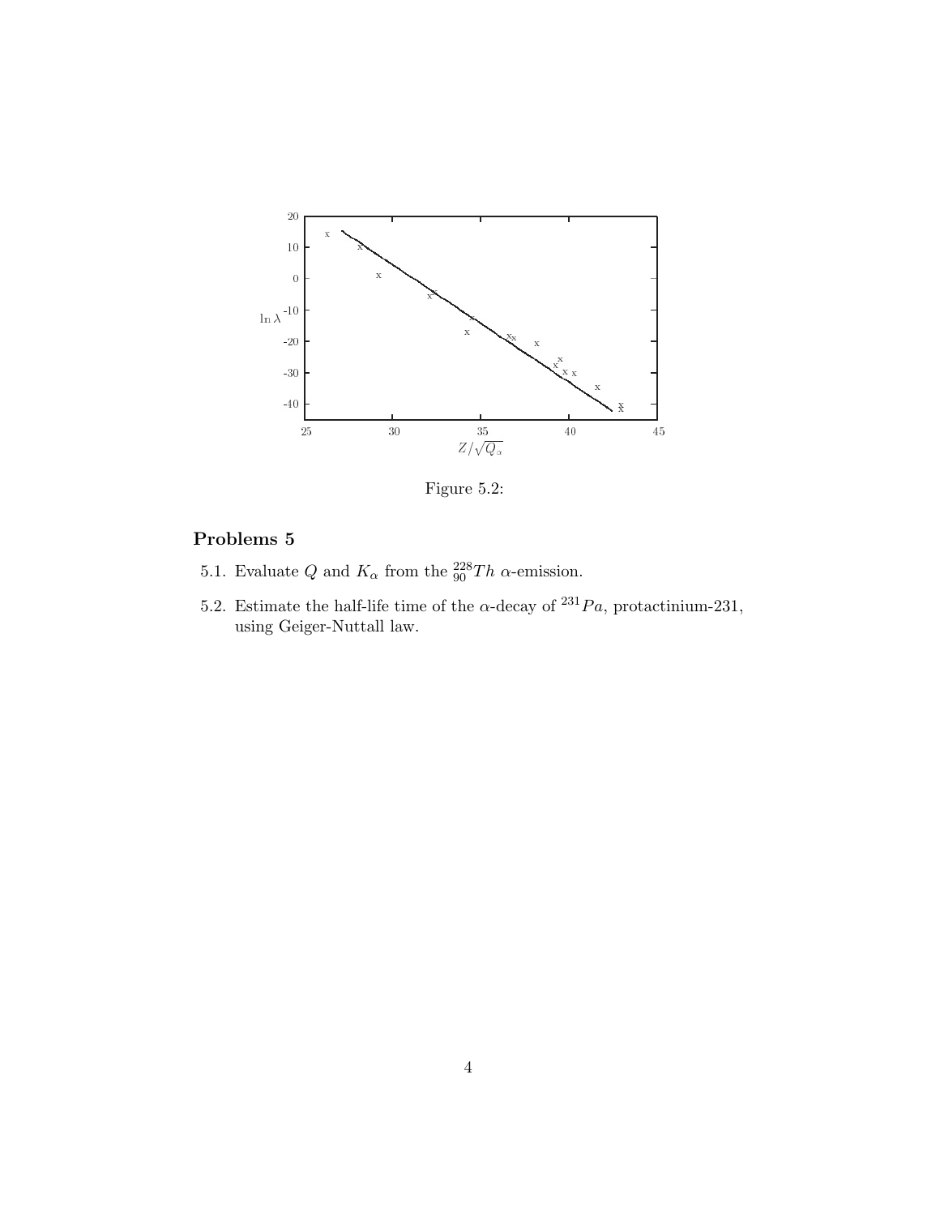20
10
0
-10
-20
-30
-40
$\ln\lambda$
25
30
35
40
45
$Z/\sqrt{Q_\alpha}$

Figure 5.2:

### Problems 5

5.1. Evaluate $Q$ and $K_\alpha$ from the $^{228}_{90}Th$ $\alpha$-emission.

5.2. Estimate the half-life time of the $\alpha$-decay of $^{231}Pa$, protactinium-231, using Geiger-Nuttall law.